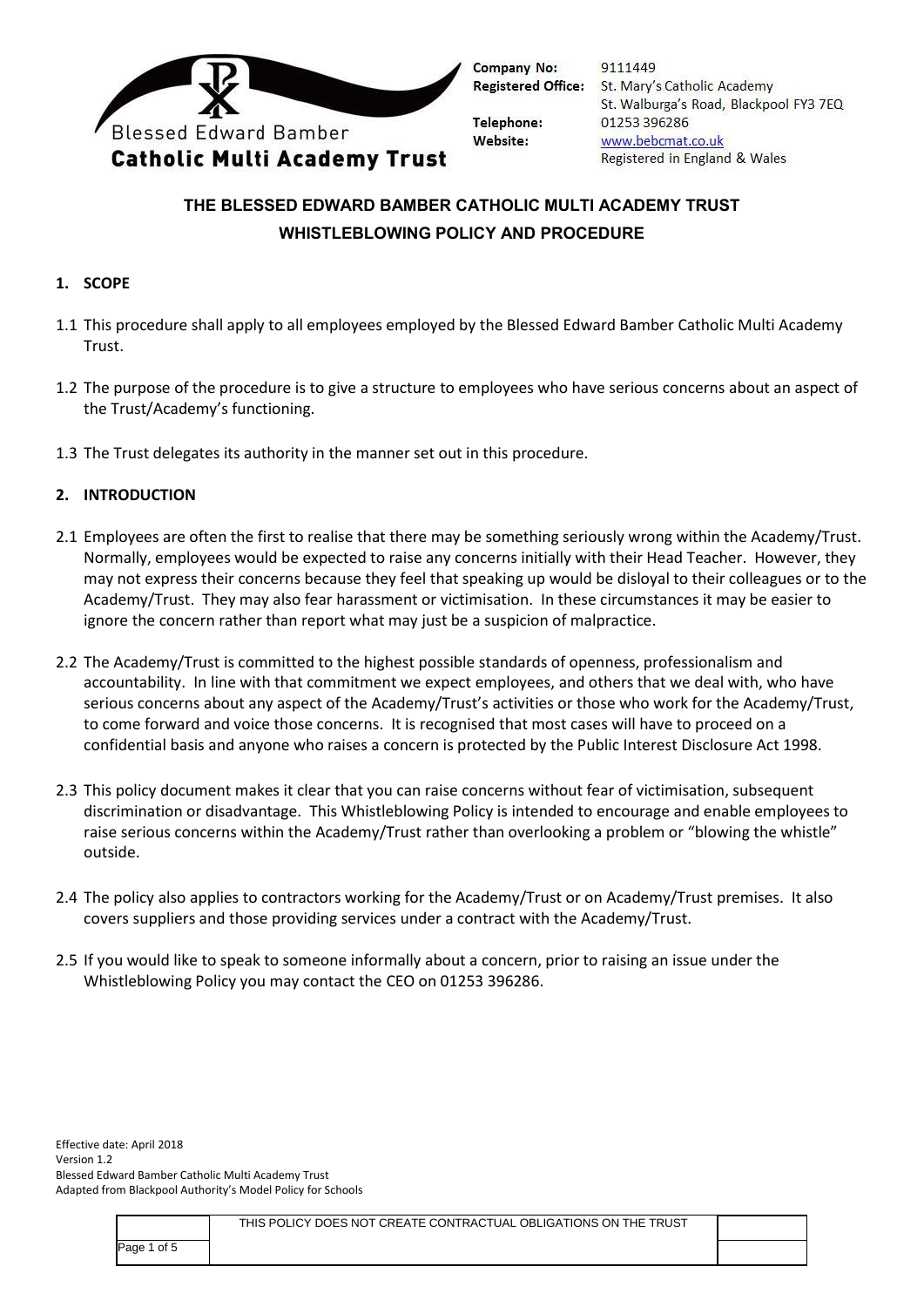Blessed Edward Bamber
**Catholic Multi Academy Trust**

**Company No:** 9111449
**Registered Office:** St. Mary's Catholic Academy, St. Walburga's Road, Blackpool FY3 7EQ
**Telephone:** 01253 396286
**Website:** www.bebcmat.co.uk
Registered in England & Wales

# THE BLESSED EDWARD BAMBER CATHOLIC MULTI ACADEMY TRUST
# WHISTLEBLOWING POLICY AND PROCEDURE

## 1. SCOPE

1.1 This procedure shall apply to all employees employed by the Blessed Edward Bamber Catholic Multi Academy Trust.

1.2 The purpose of the procedure is to give a structure to employees who have serious concerns about an aspect of the Trust/Academy's functioning.

1.3 The Trust delegates its authority in the manner set out in this procedure.

## 2. INTRODUCTION

2.1 Employees are often the first to realise that there may be something seriously wrong within the Academy/Trust. Normally, employees would be expected to raise any concerns initially with their Head Teacher. However, they may not express their concerns because they feel that speaking up would be disloyal to their colleagues or to the Academy/Trust. They may also fear harassment or victimisation. In these circumstances it may be easier to ignore the concern rather than report what may just be a suspicion of malpractice.

2.2 The Academy/Trust is committed to the highest possible standards of openness, professionalism and accountability. In line with that commitment we expect employees, and others that we deal with, who have serious concerns about any aspect of the Academy/Trust's activities or those who work for the Academy/Trust, to come forward and voice those concerns. It is recognised that most cases will have to proceed on a confidential basis and anyone who raises a concern is protected by the Public Interest Disclosure Act 1998.

2.3 This policy document makes it clear that you can raise concerns without fear of victimisation, subsequent discrimination or disadvantage. This Whistleblowing Policy is intended to encourage and enable employees to raise serious concerns within the Academy/Trust rather than overlooking a problem or "blowing the whistle" outside.

2.4 The policy also applies to contractors working for the Academy/Trust or on Academy/Trust premises. It also covers suppliers and those providing services under a contract with the Academy/Trust.

2.5 If you would like to speak to someone informally about a concern, prior to raising an issue under the Whistleblowing Policy you may contact the CEO on 01253 396286.

Effective date: April 2018
Version 1.2
Blessed Edward Bamber Catholic Multi Academy Trust
Adapted from Blackpool Authority's Model Policy for Schools

THIS POLICY DOES NOT CREATE CONTRACTUAL OBLIGATIONS ON THE TRUST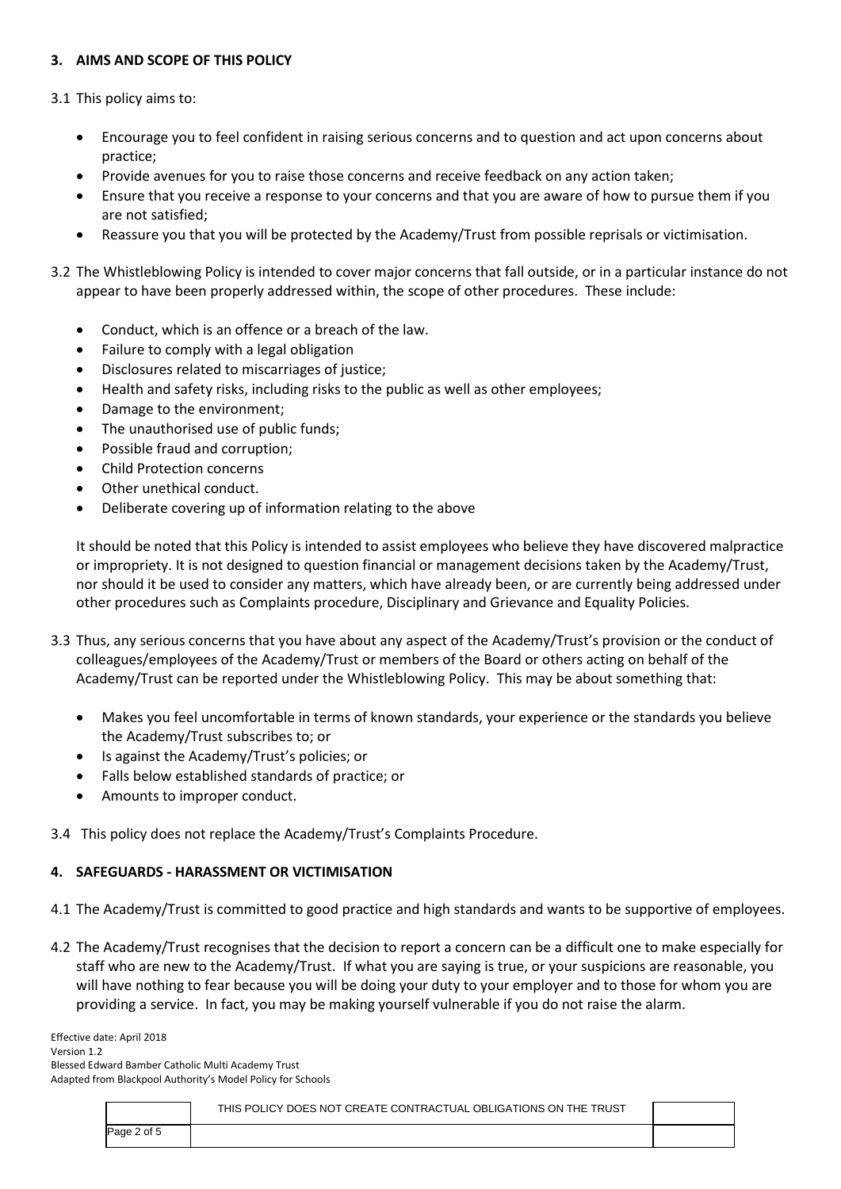## 3. AIMS AND SCOPE OF THIS POLICY

3.1 This policy aims to:

- Encourage you to feel confident in raising serious concerns and to question and act upon concerns about practice;
- Provide avenues for you to raise those concerns and receive feedback on any action taken;
- Ensure that you receive a response to your concerns and that you are aware of how to pursue them if you are not satisfied;
- Reassure you that you will be protected by the Academy/Trust from possible reprisals or victimisation.

3.2 The Whistleblowing Policy is intended to cover major concerns that fall outside, or in a particular instance do not appear to have been properly addressed within, the scope of other procedures. These include:

- Conduct, which is an offence or a breach of the law.
- Failure to comply with a legal obligation
- Disclosures related to miscarriages of justice;
- Health and safety risks, including risks to the public as well as other employees;
- Damage to the environment;
- The unauthorised use of public funds;
- Possible fraud and corruption;
- Child Protection concerns
- Other unethical conduct.
- Deliberate covering up of information relating to the above

It should be noted that this Policy is intended to assist employees who believe they have discovered malpractice or impropriety. It is not designed to question financial or management decisions taken by the Academy/Trust, nor should it be used to consider any matters, which have already been, or are currently being addressed under other procedures such as Complaints procedure, Disciplinary and Grievance and Equality Policies.

3.3 Thus, any serious concerns that you have about any aspect of the Academy/Trust's provision or the conduct of colleagues/employees of the Academy/Trust or members of the Board or others acting on behalf of the Academy/Trust can be reported under the Whistleblowing Policy. This may be about something that:

- Makes you feel uncomfortable in terms of known standards, your experience or the standards you believe the Academy/Trust subscribes to; or
- Is against the Academy/Trust's policies; or
- Falls below established standards of practice; or
- Amounts to improper conduct.

3.4 This policy does not replace the Academy/Trust's Complaints Procedure.

## 4. SAFEGUARDS - HARASSMENT OR VICTIMISATION

4.1 The Academy/Trust is committed to good practice and high standards and wants to be supportive of employees.

4.2 The Academy/Trust recognises that the decision to report a concern can be a difficult one to make especially for staff who are new to the Academy/Trust. If what you are saying is true, or your suspicions are reasonable, you will have nothing to fear because you will be doing your duty to your employer and to those for whom you are providing a service. In fact, you may be making yourself vulnerable if you do not raise the alarm.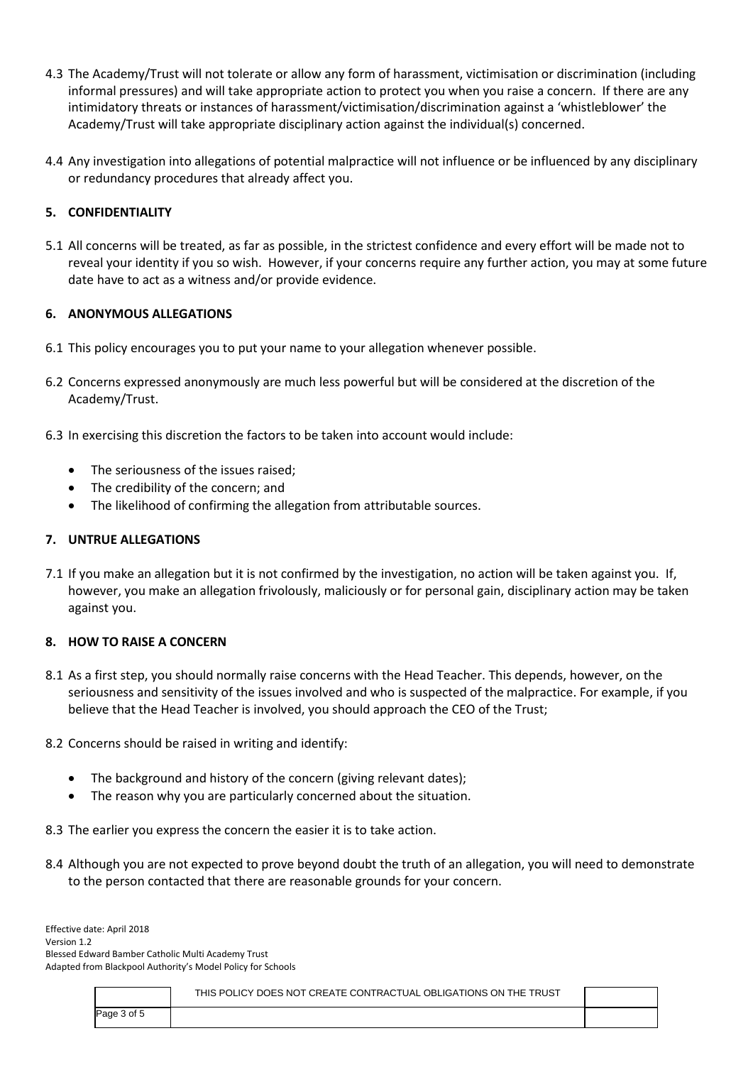4.3 The Academy/Trust will not tolerate or allow any form of harassment, victimisation or discrimination (including informal pressures) and will take appropriate action to protect you when you raise a concern. If there are any intimidatory threats or instances of harassment/victimisation/discrimination against a 'whistleblower' the Academy/Trust will take appropriate disciplinary action against the individual(s) concerned.

4.4 Any investigation into allegations of potential malpractice will not influence or be influenced by any disciplinary or redundancy procedures that already affect you.

## 5. CONFIDENTIALITY

5.1 All concerns will be treated, as far as possible, in the strictest confidence and every effort will be made not to reveal your identity if you so wish. However, if your concerns require any further action, you may at some future date have to act as a witness and/or provide evidence.

## 6. ANONYMOUS ALLEGATIONS

6.1 This policy encourages you to put your name to your allegation whenever possible.

6.2 Concerns expressed anonymously are much less powerful but will be considered at the discretion of the Academy/Trust.

6.3 In exercising this discretion the factors to be taken into account would include:

- The seriousness of the issues raised;
- The credibility of the concern; and
- The likelihood of confirming the allegation from attributable sources.

## 7. UNTRUE ALLEGATIONS

7.1 If you make an allegation but it is not confirmed by the investigation, no action will be taken against you. If, however, you make an allegation frivolously, maliciously or for personal gain, disciplinary action may be taken against you.

## 8. HOW TO RAISE A CONCERN

8.1 As a first step, you should normally raise concerns with the Head Teacher. This depends, however, on the seriousness and sensitivity of the issues involved and who is suspected of the malpractice. For example, if you believe that the Head Teacher is involved, you should approach the CEO of the Trust;

8.2 Concerns should be raised in writing and identify:

- The background and history of the concern (giving relevant dates);
- The reason why you are particularly concerned about the situation.

8.3 The earlier you express the concern the easier it is to take action.

8.4 Although you are not expected to prove beyond doubt the truth of an allegation, you will need to demonstrate to the person contacted that there are reasonable grounds for your concern.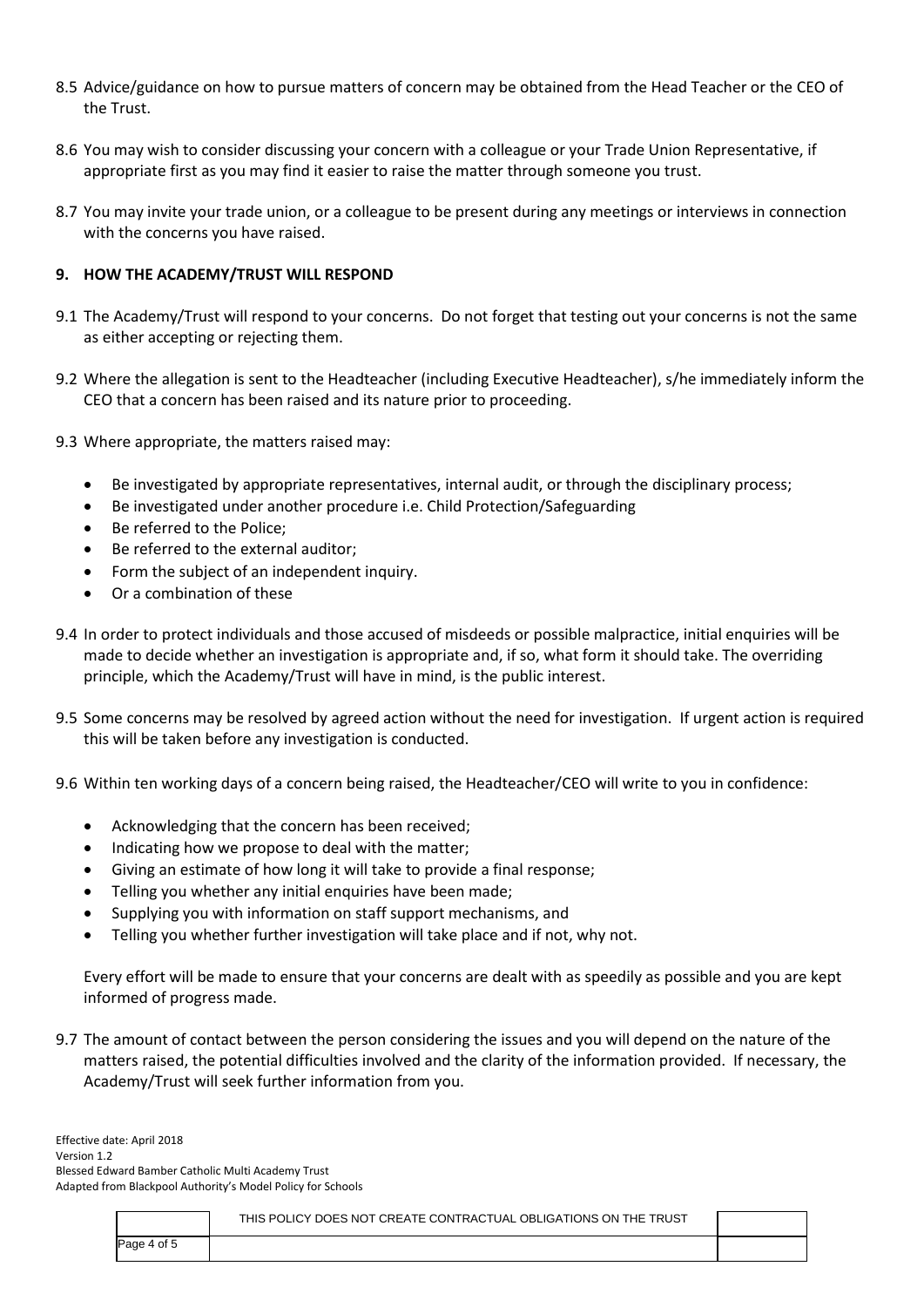8.5 Advice/guidance on how to pursue matters of concern may be obtained from the Head Teacher or the CEO of the Trust.

8.6 You may wish to consider discussing your concern with a colleague or your Trade Union Representative, if appropriate first as you may find it easier to raise the matter through someone you trust.

8.7 You may invite your trade union, or a colleague to be present during any meetings or interviews in connection with the concerns you have raised.

## 9. HOW THE ACADEMY/TRUST WILL RESPOND

9.1 The Academy/Trust will respond to your concerns. Do not forget that testing out your concerns is not the same as either accepting or rejecting them.

9.2 Where the allegation is sent to the Headteacher (including Executive Headteacher), s/he immediately inform the CEO that a concern has been raised and its nature prior to proceeding.

9.3 Where appropriate, the matters raised may:

- Be investigated by appropriate representatives, internal audit, or through the disciplinary process;
- Be investigated under another procedure i.e. Child Protection/Safeguarding
- Be referred to the Police;
- Be referred to the external auditor;
- Form the subject of an independent inquiry.
- Or a combination of these

9.4 In order to protect individuals and those accused of misdeeds or possible malpractice, initial enquiries will be made to decide whether an investigation is appropriate and, if so, what form it should take. The overriding principle, which the Academy/Trust will have in mind, is the public interest.

9.5 Some concerns may be resolved by agreed action without the need for investigation. If urgent action is required this will be taken before any investigation is conducted.

9.6 Within ten working days of a concern being raised, the Headteacher/CEO will write to you in confidence:

- Acknowledging that the concern has been received;
- Indicating how we propose to deal with the matter;
- Giving an estimate of how long it will take to provide a final response;
- Telling you whether any initial enquiries have been made;
- Supplying you with information on staff support mechanisms, and
- Telling you whether further investigation will take place and if not, why not.

Every effort will be made to ensure that your concerns are dealt with as speedily as possible and you are kept informed of progress made.

9.7 The amount of contact between the person considering the issues and you will depend on the nature of the matters raised, the potential difficulties involved and the clarity of the information provided. If necessary, the Academy/Trust will seek further information from you.

Effective date: April 2018
Version 1.2
Blessed Edward Bamber Catholic Multi Academy Trust
Adapted from Blackpool Authority's Model Policy for Schools

THIS POLICY DOES NOT CREATE CONTRACTUAL OBLIGATIONS ON THE TRUST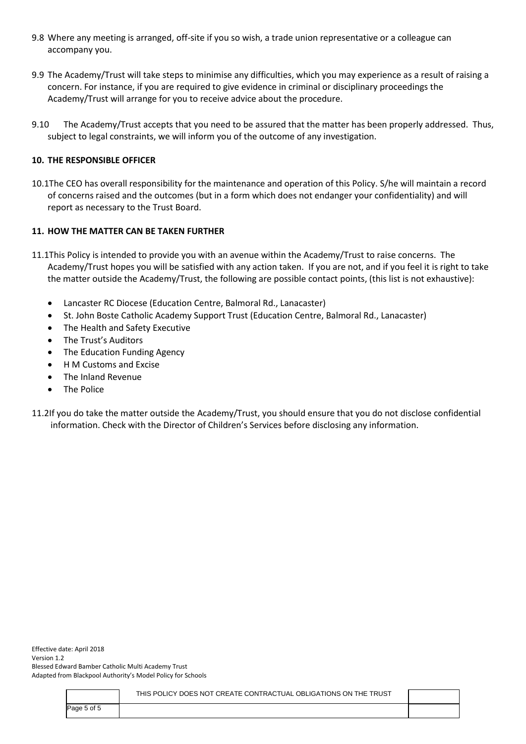9.8 Where any meeting is arranged, off-site if you so wish, a trade union representative or a colleague can accompany you.

9.9 The Academy/Trust will take steps to minimise any difficulties, which you may experience as a result of raising a concern. For instance, if you are required to give evidence in criminal or disciplinary proceedings the Academy/Trust will arrange for you to receive advice about the procedure.

9.10 The Academy/Trust accepts that you need to be assured that the matter has been properly addressed. Thus, subject to legal constraints, we will inform you of the outcome of any investigation.

## 10. THE RESPONSIBLE OFFICER

10.1The CEO has overall responsibility for the maintenance and operation of this Policy. S/he will maintain a record of concerns raised and the outcomes (but in a form which does not endanger your confidentiality) and will report as necessary to the Trust Board.

## 11. HOW THE MATTER CAN BE TAKEN FURTHER

11.1This Policy is intended to provide you with an avenue within the Academy/Trust to raise concerns. The Academy/Trust hopes you will be satisfied with any action taken. If you are not, and if you feel it is right to take the matter outside the Academy/Trust, the following are possible contact points, (this list is not exhaustive):

- Lancaster RC Diocese (Education Centre, Balmoral Rd., Lanacaster)
- St. John Boste Catholic Academy Support Trust (Education Centre, Balmoral Rd., Lanacaster)
- The Health and Safety Executive
- The Trust's Auditors
- The Education Funding Agency
- H M Customs and Excise
- The Inland Revenue
- The Police

11.2If you do take the matter outside the Academy/Trust, you should ensure that you do not disclose confidential information. Check with the Director of Children's Services before disclosing any information.

Effective date: April 2018
Version 1.2
Blessed Edward Bamber Catholic Multi Academy Trust
Adapted from Blackpool Authority's Model Policy for Schools

THIS POLICY DOES NOT CREATE CONTRACTUAL OBLIGATIONS ON THE TRUST